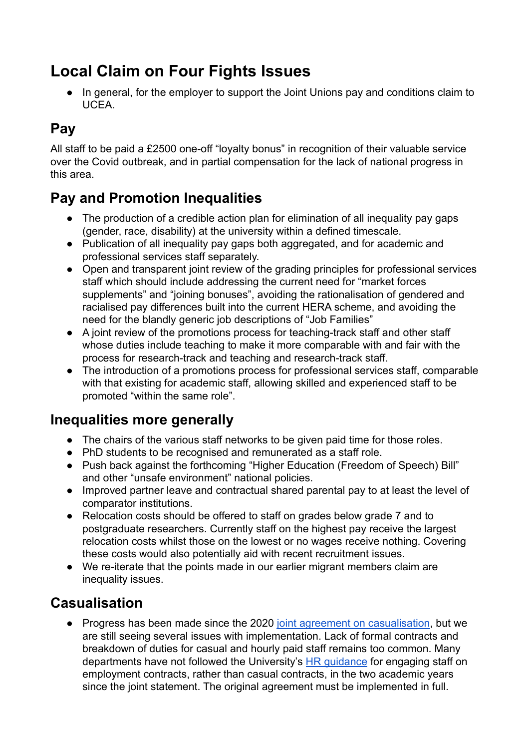# Local Claim on Four Fights Issues

- In general, for the employer to support the Joint Unions pay and conditions claim to UCEA.

## Pay

All staff to be paid a £2500 one-off "loyalty bonus" in recognition of their valuable service over the Covid outbreak, and in partial compensation for the lack of national progress in this area.

## Pay and Promotion Inequalities

- The production of a credible action plan for elimination of all inequality pay gaps (gender, race, disability) at the university within a defined timescale.
- Publication of all inequality pay gaps both aggregated, and for academic and professional services staff separately.
- Open and transparent joint review of the grading principles for professional services staff which should include addressing the current need for "market forces supplements" and "joining bonuses", avoiding the rationalisation of gendered and racialised pay differences built into the current HERA scheme, and avoiding the need for the blandly generic job descriptions of "Job Families"
- A joint review of the promotions process for teaching-track staff and other staff whose duties include teaching to make it more comparable with and fair with the process for research-track and teaching and research-track staff.
- The introduction of a promotions process for professional services staff, comparable with that existing for academic staff, allowing skilled and experienced staff to be promoted "within the same role".

## Inequalities more generally

- The chairs of the various staff networks to be given paid time for those roles.
- PhD students to be recognised and remunerated as a staff role.
- Push back against the forthcoming "Higher Education (Freedom of Speech) Bill" and other "unsafe environment" national policies.
- Improved partner leave and contractual shared parental pay to at least the level of comparator institutions.
- Relocation costs should be offered to staff on grades below grade 7 and to postgraduate researchers. Currently staff on the highest pay receive the largest relocation costs whilst those on the lowest or no wages receive nothing. Covering these costs would also potentially aid with recent recruitment issues.
- We re-iterate that the points made in our earlier migrant members claim are inequality issues.

## Casualisation

- Progress has been made since the 2020 joint agreement on casualisation, but we are still seeing several issues with implementation. Lack of formal contracts and breakdown of duties for casual and hourly paid staff remains too common. Many departments have not followed the University's HR guidance for engaging staff on employment contracts, rather than casual contracts, in the two academic years since the joint statement. The original agreement must be implemented in full.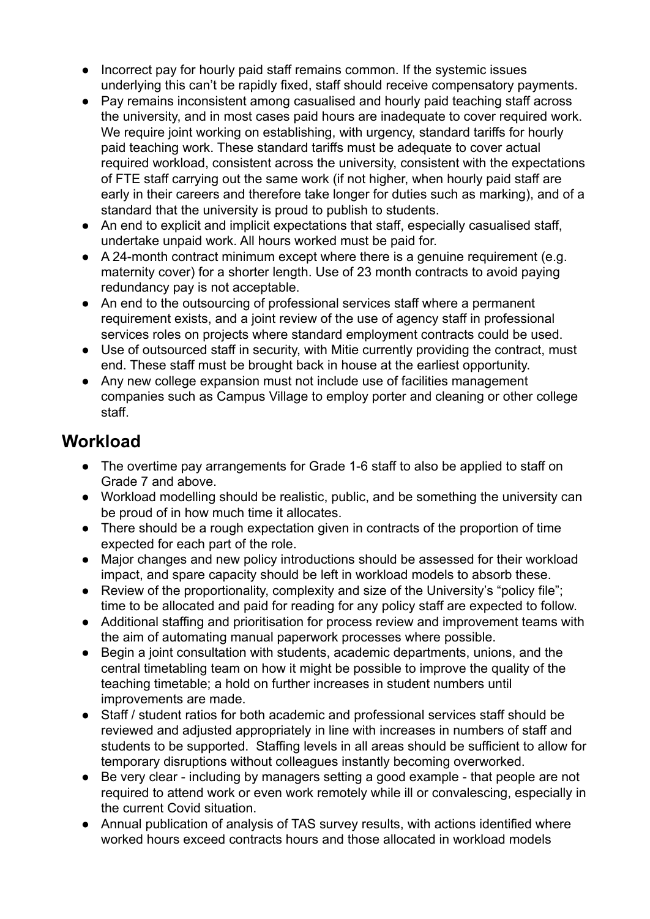- Incorrect pay for hourly paid staff remains common. If the systemic issues underlying this can't be rapidly fixed, staff should receive compensatory payments.
- Pay remains inconsistent among casualised and hourly paid teaching staff across the university, and in most cases paid hours are inadequate to cover required work. We require joint working on establishing, with urgency, standard tariffs for hourly paid teaching work. These standard tariffs must be adequate to cover actual required workload, consistent across the university, consistent with the expectations of FTE staff carrying out the same work (if not higher, when hourly paid staff are early in their careers and therefore take longer for duties such as marking), and of a standard that the university is proud to publish to students.
- An end to explicit and implicit expectations that staff, especially casualised staff, undertake unpaid work. All hours worked must be paid for.
- A 24-month contract minimum except where there is a genuine requirement (e.g. maternity cover) for a shorter length. Use of 23 month contracts to avoid paying redundancy pay is not acceptable.
- An end to the outsourcing of professional services staff where a permanent requirement exists, and a joint review of the use of agency staff in professional services roles on projects where standard employment contracts could be used.
- Use of outsourced staff in security, with Mitie currently providing the contract, must end. These staff must be brought back in house at the earliest opportunity.
- Any new college expansion must not include use of facilities management companies such as Campus Village to employ porter and cleaning or other college staff.

## Workload

- The overtime pay arrangements for Grade 1-6 staff to also be applied to staff on Grade 7 and above.
- Workload modelling should be realistic, public, and be something the university can be proud of in how much time it allocates.
- There should be a rough expectation given in contracts of the proportion of time expected for each part of the role.
- Major changes and new policy introductions should be assessed for their workload impact, and spare capacity should be left in workload models to absorb these.
- Review of the proportionality, complexity and size of the University's "policy file"; time to be allocated and paid for reading for any policy staff are expected to follow.
- Additional staffing and prioritisation for process review and improvement teams with the aim of automating manual paperwork processes where possible.
- Begin a joint consultation with students, academic departments, unions, and the central timetabling team on how it might be possible to improve the quality of the teaching timetable; a hold on further increases in student numbers until improvements are made.
- Staff / student ratios for both academic and professional services staff should be reviewed and adjusted appropriately in line with increases in numbers of staff and students to be supported. Staffing levels in all areas should be sufficient to allow for temporary disruptions without colleagues instantly becoming overworked.
- Be very clear - including by managers setting a good example - that people are not required to attend work or even work remotely while ill or convalescing, especially in the current Covid situation.
- Annual publication of analysis of TAS survey results, with actions identified where worked hours exceed contracts hours and those allocated in workload models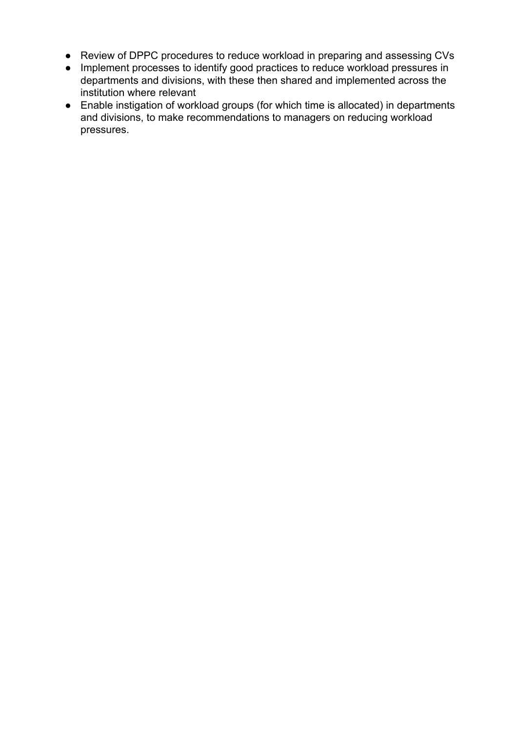- Review of DPPC procedures to reduce workload in preparing and assessing CVs
- Implement processes to identify good practices to reduce workload pressures in departments and divisions, with these then shared and implemented across the institution where relevant
- Enable instigation of workload groups (for which time is allocated) in departments and divisions, to make recommendations to managers on reducing workload pressures.